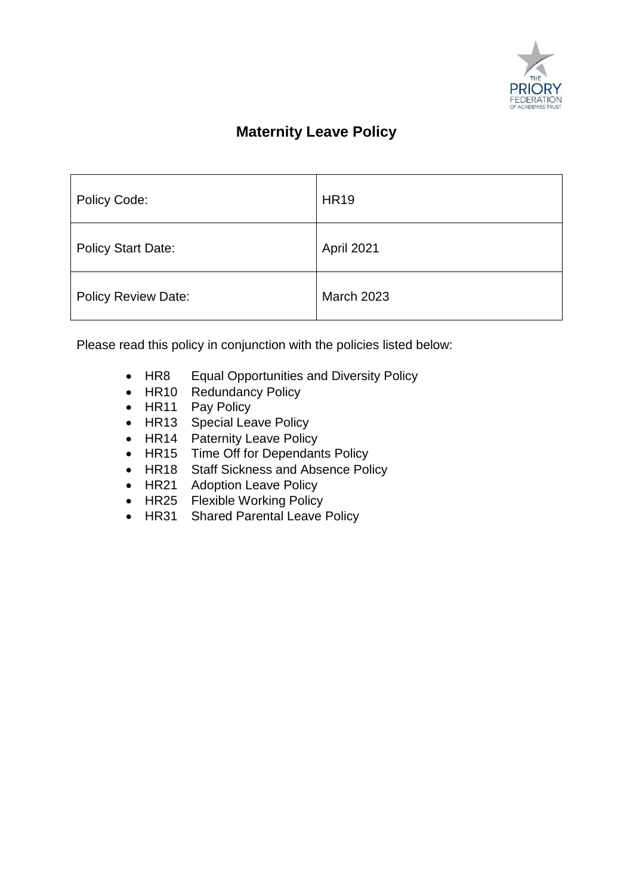# Maternity Leave Policy

| Policy Code: | HR19 |
|---|---|
| Policy Start Date: | April 2021 |
| Policy Review Date: | March 2023 |

Please read this policy in conjunction with the policies listed below:

- HR8 Equal Opportunities and Diversity Policy
- HR10 Redundancy Policy
- HR11 Pay Policy
- HR13 Special Leave Policy
- HR14 Paternity Leave Policy
- HR15 Time Off for Dependants Policy
- HR18 Staff Sickness and Absence Policy
- HR21 Adoption Leave Policy
- HR25 Flexible Working Policy
- HR31 Shared Parental Leave Policy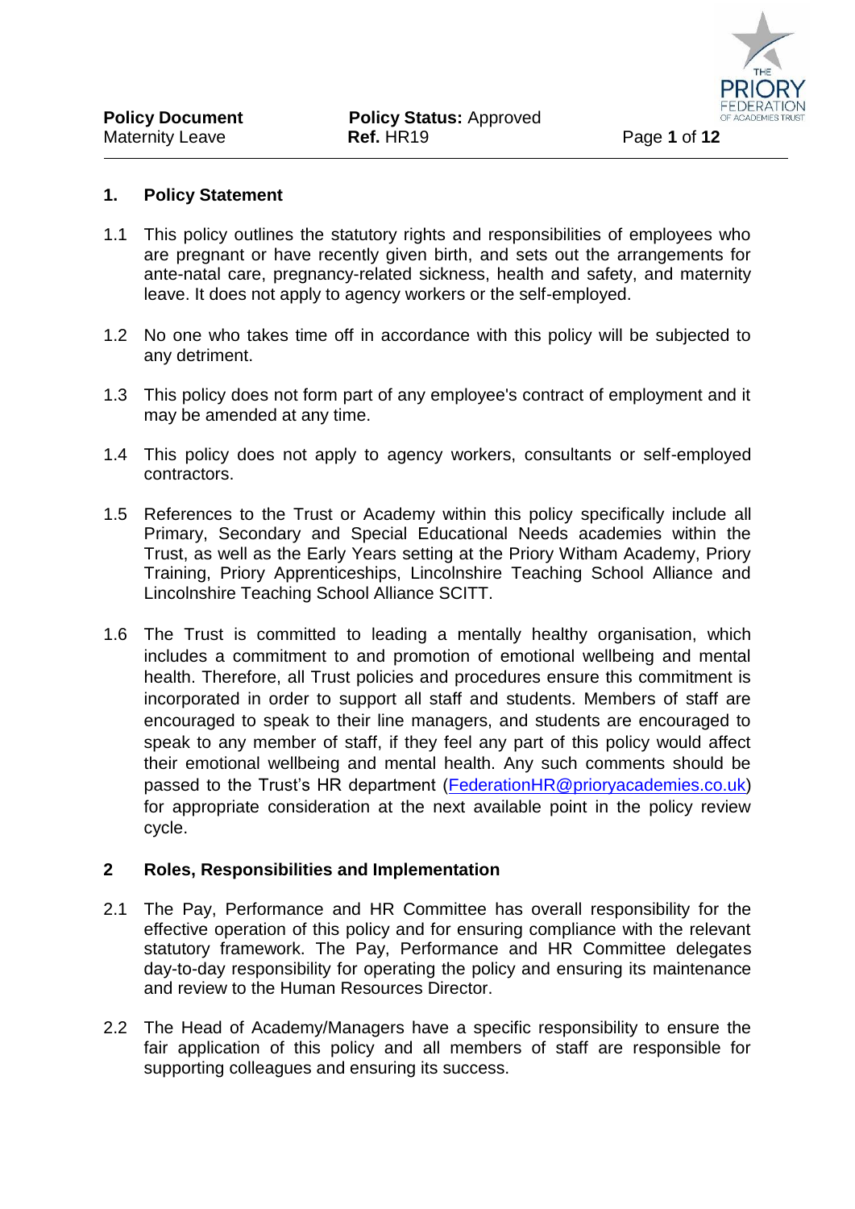## 1. Policy Statement

1.1 This policy outlines the statutory rights and responsibilities of employees who are pregnant or have recently given birth, and sets out the arrangements for ante-natal care, pregnancy-related sickness, health and safety, and maternity leave. It does not apply to agency workers or the self-employed.

1.2 No one who takes time off in accordance with this policy will be subjected to any detriment.

1.3 This policy does not form part of any employee's contract of employment and it may be amended at any time.

1.4 This policy does not apply to agency workers, consultants or self-employed contractors.

1.5 References to the Trust or Academy within this policy specifically include all Primary, Secondary and Special Educational Needs academies within the Trust, as well as the Early Years setting at the Priory Witham Academy, Priory Training, Priory Apprenticeships, Lincolnshire Teaching School Alliance and Lincolnshire Teaching School Alliance SCITT.

1.6 The Trust is committed to leading a mentally healthy organisation, which includes a commitment to and promotion of emotional wellbeing and mental health. Therefore, all Trust policies and procedures ensure this commitment is incorporated in order to support all staff and students. Members of staff are encouraged to speak to their line managers, and students are encouraged to speak to any member of staff, if they feel any part of this policy would affect their emotional wellbeing and mental health. Any such comments should be passed to the Trust's HR department (FederationHR@prioryacademies.co.uk) for appropriate consideration at the next available point in the policy review cycle.

## 2 Roles, Responsibilities and Implementation

2.1 The Pay, Performance and HR Committee has overall responsibility for the effective operation of this policy and for ensuring compliance with the relevant statutory framework. The Pay, Performance and HR Committee delegates day-to-day responsibility for operating the policy and ensuring its maintenance and review to the Human Resources Director.

2.2 The Head of Academy/Managers have a specific responsibility to ensure the fair application of this policy and all members of staff are responsible for supporting colleagues and ensuring its success.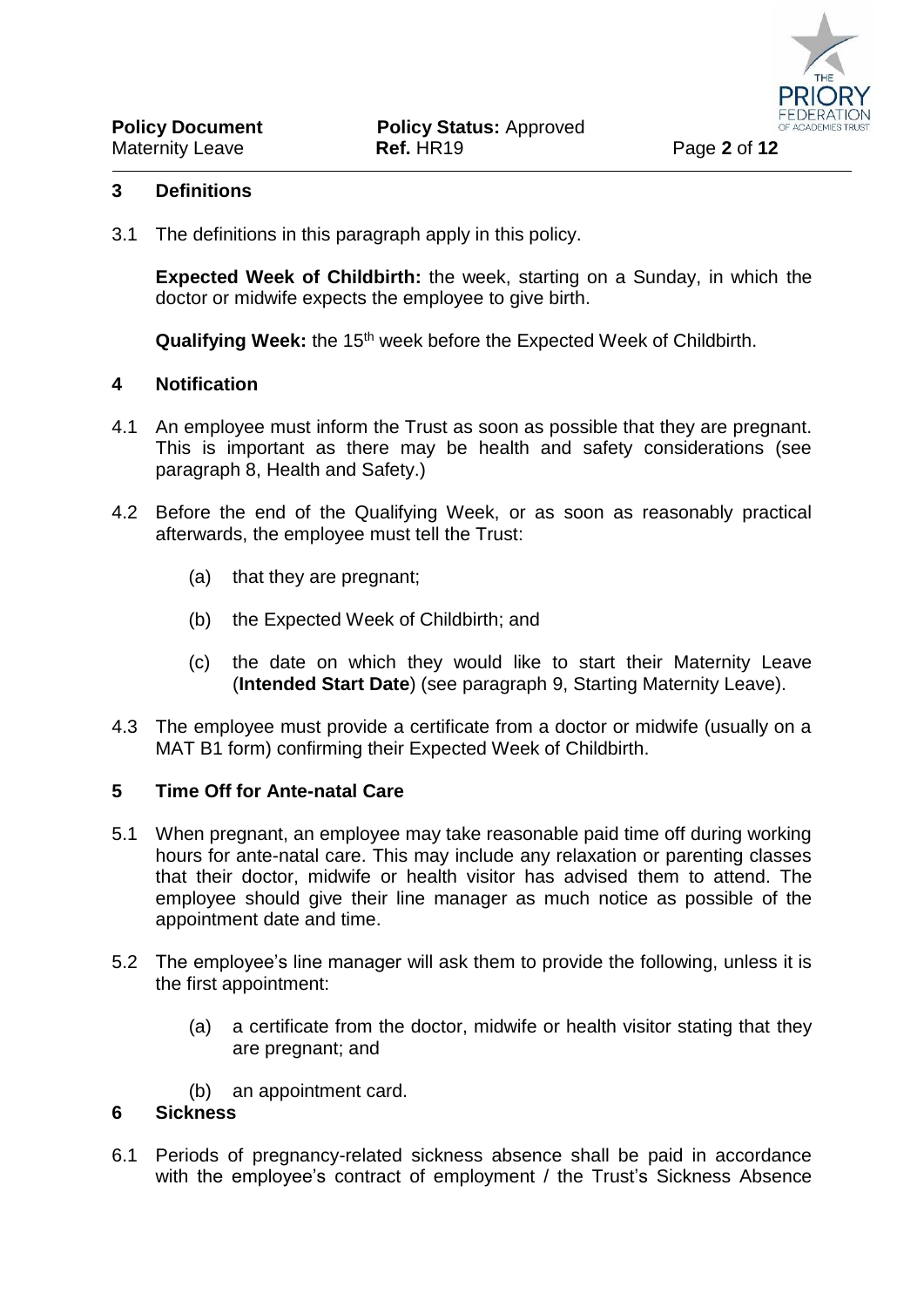## 3 Definitions

3.1 The definitions in this paragraph apply in this policy.

**Expected Week of Childbirth:** the week, starting on a Sunday, in which the doctor or midwife expects the employee to give birth.

**Qualifying Week:** the 15th week before the Expected Week of Childbirth.

## 4 Notification

4.1 An employee must inform the Trust as soon as possible that they are pregnant. This is important as there may be health and safety considerations (see paragraph 8, Health and Safety.)

4.2 Before the end of the Qualifying Week, or as soon as reasonably practical afterwards, the employee must tell the Trust:

(a) that they are pregnant;

(b) the Expected Week of Childbirth; and

(c) the date on which they would like to start their Maternity Leave (**Intended Start Date**) (see paragraph 9, Starting Maternity Leave).

4.3 The employee must provide a certificate from a doctor or midwife (usually on a MAT B1 form) confirming their Expected Week of Childbirth.

## 5 Time Off for Ante-natal Care

5.1 When pregnant, an employee may take reasonable paid time off during working hours for ante-natal care. This may include any relaxation or parenting classes that their doctor, midwife or health visitor has advised them to attend. The employee should give their line manager as much notice as possible of the appointment date and time.

5.2 The employee's line manager will ask them to provide the following, unless it is the first appointment:

(a) a certificate from the doctor, midwife or health visitor stating that they are pregnant; and

(b) an appointment card.

## 6 Sickness

6.1 Periods of pregnancy-related sickness absence shall be paid in accordance with the employee's contract of employment / the Trust's Sickness Absence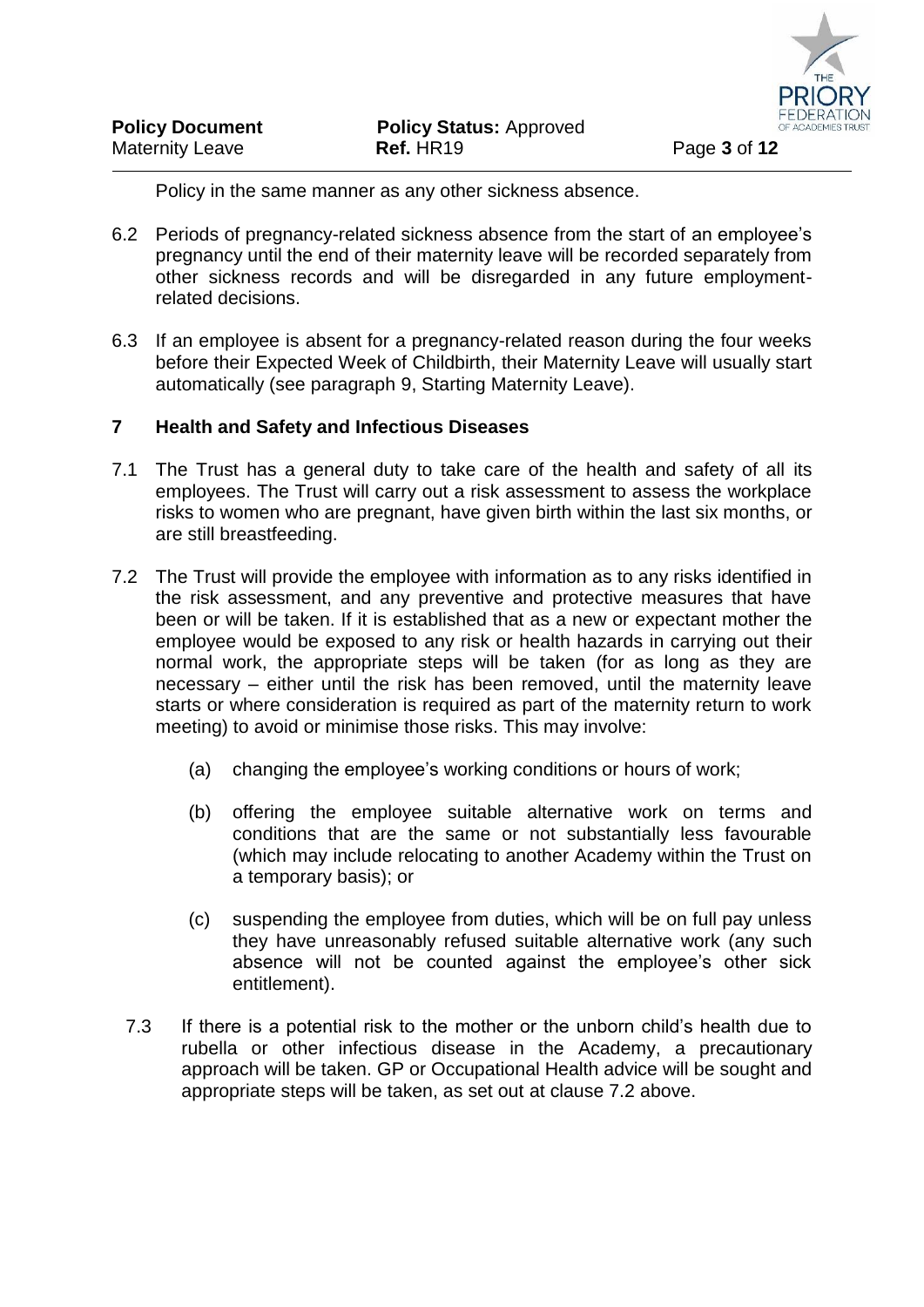Policy in the same manner as any other sickness absence.

6.2 Periods of pregnancy-related sickness absence from the start of an employee's pregnancy until the end of their maternity leave will be recorded separately from other sickness records and will be disregarded in any future employment-related decisions.

6.3 If an employee is absent for a pregnancy-related reason during the four weeks before their Expected Week of Childbirth, their Maternity Leave will usually start automatically (see paragraph 9, Starting Maternity Leave).

## 7 Health and Safety and Infectious Diseases

7.1 The Trust has a general duty to take care of the health and safety of all its employees. The Trust will carry out a risk assessment to assess the workplace risks to women who are pregnant, have given birth within the last six months, or are still breastfeeding.

7.2 The Trust will provide the employee with information as to any risks identified in the risk assessment, and any preventive and protective measures that have been or will be taken. If it is established that as a new or expectant mother the employee would be exposed to any risk or health hazards in carrying out their normal work, the appropriate steps will be taken (for as long as they are necessary – either until the risk has been removed, until the maternity leave starts or where consideration is required as part of the maternity return to work meeting) to avoid or minimise those risks. This may involve:

(a) changing the employee's working conditions or hours of work;

(b) offering the employee suitable alternative work on terms and conditions that are the same or not substantially less favourable (which may include relocating to another Academy within the Trust on a temporary basis); or

(c) suspending the employee from duties, which will be on full pay unless they have unreasonably refused suitable alternative work (any such absence will not be counted against the employee's other sick entitlement).

7.3 If there is a potential risk to the mother or the unborn child's health due to rubella or other infectious disease in the Academy, a precautionary approach will be taken. GP or Occupational Health advice will be sought and appropriate steps will be taken, as set out at clause 7.2 above.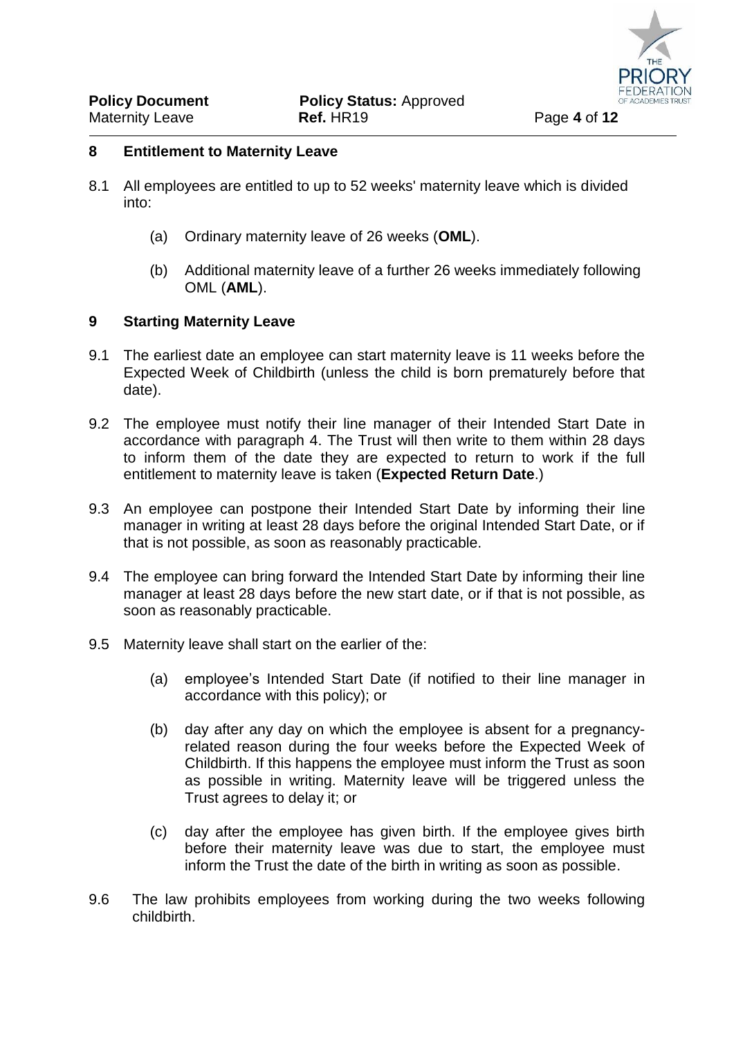## 8 Entitlement to Maternity Leave

8.1 All employees are entitled to up to 52 weeks' maternity leave which is divided into:

(a) Ordinary maternity leave of 26 weeks (**OML**).

(b) Additional maternity leave of a further 26 weeks immediately following OML (**AML**).

## 9 Starting Maternity Leave

9.1 The earliest date an employee can start maternity leave is 11 weeks before the Expected Week of Childbirth (unless the child is born prematurely before that date).

9.2 The employee must notify their line manager of their Intended Start Date in accordance with paragraph 4. The Trust will then write to them within 28 days to inform them of the date they are expected to return to work if the full entitlement to maternity leave is taken (**Expected Return Date**.)

9.3 An employee can postpone their Intended Start Date by informing their line manager in writing at least 28 days before the original Intended Start Date, or if that is not possible, as soon as reasonably practicable.

9.4 The employee can bring forward the Intended Start Date by informing their line manager at least 28 days before the new start date, or if that is not possible, as soon as reasonably practicable.

9.5 Maternity leave shall start on the earlier of the:

(a) employee's Intended Start Date (if notified to their line manager in accordance with this policy); or

(b) day after any day on which the employee is absent for a pregnancy-related reason during the four weeks before the Expected Week of Childbirth. If this happens the employee must inform the Trust as soon as possible in writing. Maternity leave will be triggered unless the Trust agrees to delay it; or

(c) day after the employee has given birth. If the employee gives birth before their maternity leave was due to start, the employee must inform the Trust the date of the birth in writing as soon as possible.

9.6 The law prohibits employees from working during the two weeks following childbirth.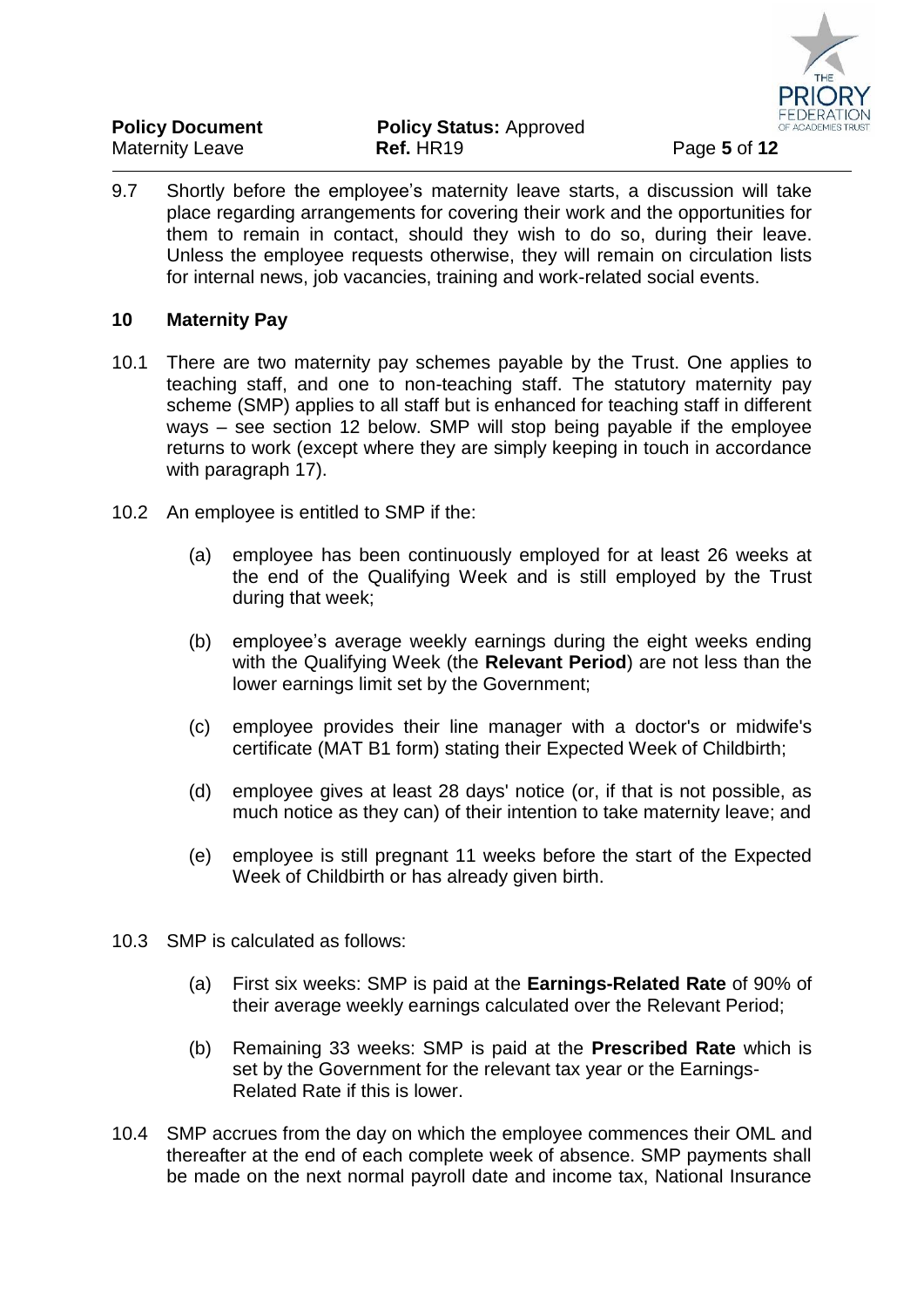9.7 Shortly before the employee's maternity leave starts, a discussion will take place regarding arrangements for covering their work and the opportunities for them to remain in contact, should they wish to do so, during their leave. Unless the employee requests otherwise, they will remain on circulation lists for internal news, job vacancies, training and work-related social events.

## 10 Maternity Pay

10.1 There are two maternity pay schemes payable by the Trust. One applies to teaching staff, and one to non-teaching staff. The statutory maternity pay scheme (SMP) applies to all staff but is enhanced for teaching staff in different ways – see section 12 below. SMP will stop being payable if the employee returns to work (except where they are simply keeping in touch in accordance with paragraph 17).

10.2 An employee is entitled to SMP if the:

(a) employee has been continuously employed for at least 26 weeks at the end of the Qualifying Week and is still employed by the Trust during that week;

(b) employee's average weekly earnings during the eight weeks ending with the Qualifying Week (the **Relevant Period**) are not less than the lower earnings limit set by the Government;

(c) employee provides their line manager with a doctor's or midwife's certificate (MAT B1 form) stating their Expected Week of Childbirth;

(d) employee gives at least 28 days' notice (or, if that is not possible, as much notice as they can) of their intention to take maternity leave; and

(e) employee is still pregnant 11 weeks before the start of the Expected Week of Childbirth or has already given birth.

10.3 SMP is calculated as follows:

(a) First six weeks: SMP is paid at the **Earnings-Related Rate** of 90% of their average weekly earnings calculated over the Relevant Period;

(b) Remaining 33 weeks: SMP is paid at the **Prescribed Rate** which is set by the Government for the relevant tax year or the Earnings-Related Rate if this is lower.

10.4 SMP accrues from the day on which the employee commences their OML and thereafter at the end of each complete week of absence. SMP payments shall be made on the next normal payroll date and income tax, National Insurance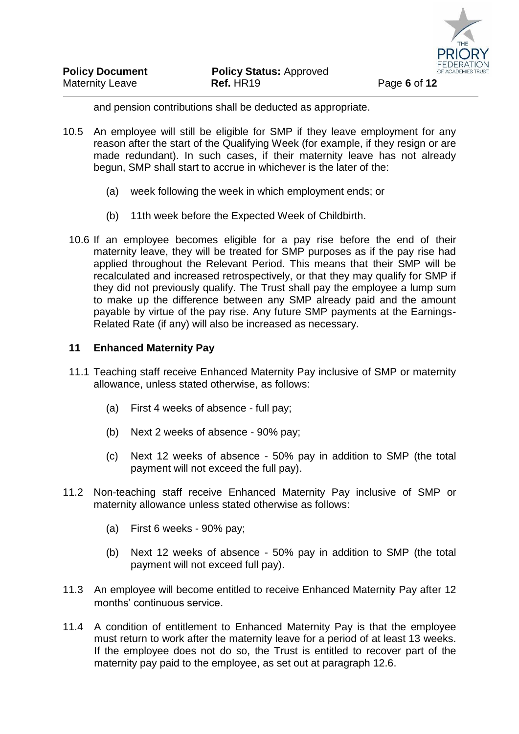and pension contributions shall be deducted as appropriate.

10.5 An employee will still be eligible for SMP if they leave employment for any reason after the start of the Qualifying Week (for example, if they resign or are made redundant). In such cases, if their maternity leave has not already begun, SMP shall start to accrue in whichever is the later of the:

   (a) week following the week in which employment ends; or

   (b) 11th week before the Expected Week of Childbirth.

10.6 If an employee becomes eligible for a pay rise before the end of their maternity leave, they will be treated for SMP purposes as if the pay rise had applied throughout the Relevant Period. This means that their SMP will be recalculated and increased retrospectively, or that they may qualify for SMP if they did not previously qualify. The Trust shall pay the employee a lump sum to make up the difference between any SMP already paid and the amount payable by virtue of the pay rise. Any future SMP payments at the Earnings-Related Rate (if any) will also be increased as necessary.

## 11 Enhanced Maternity Pay

11.1 Teaching staff receive Enhanced Maternity Pay inclusive of SMP or maternity allowance, unless stated otherwise, as follows:

   (a) First 4 weeks of absence - full pay;

   (b) Next 2 weeks of absence - 90% pay;

   (c) Next 12 weeks of absence - 50% pay in addition to SMP (the total payment will not exceed the full pay).

11.2 Non-teaching staff receive Enhanced Maternity Pay inclusive of SMP or maternity allowance unless stated otherwise as follows:

   (a) First 6 weeks - 90% pay;

   (b) Next 12 weeks of absence - 50% pay in addition to SMP (the total payment will not exceed full pay).

11.3 An employee will become entitled to receive Enhanced Maternity Pay after 12 months' continuous service.

11.4 A condition of entitlement to Enhanced Maternity Pay is that the employee must return to work after the maternity leave for a period of at least 13 weeks. If the employee does not do so, the Trust is entitled to recover part of the maternity pay paid to the employee, as set out at paragraph 12.6.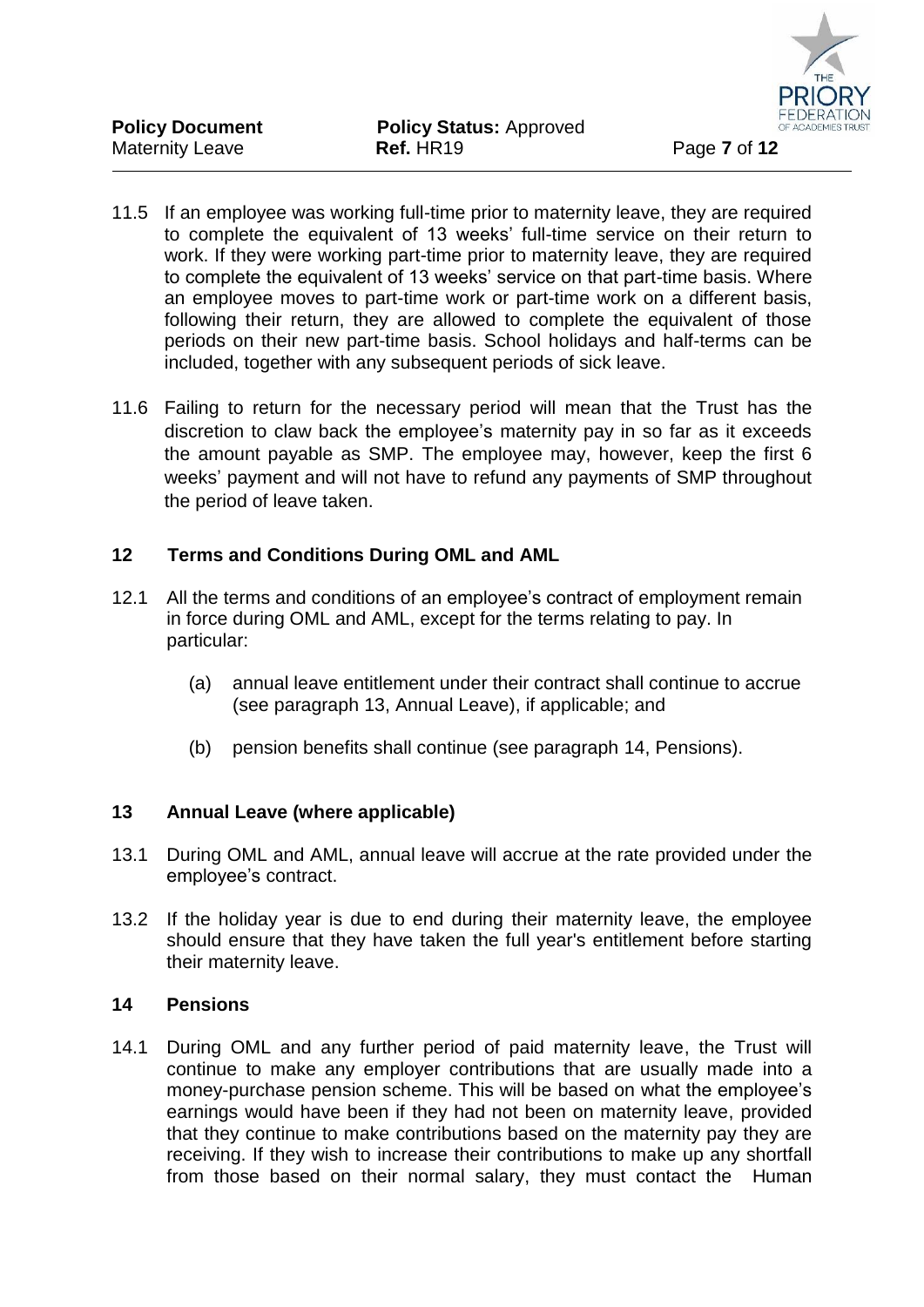11.5 If an employee was working full-time prior to maternity leave, they are required to complete the equivalent of 13 weeks' full-time service on their return to work. If they were working part-time prior to maternity leave, they are required to complete the equivalent of 13 weeks' service on that part-time basis. Where an employee moves to part-time work or part-time work on a different basis, following their return, they are allowed to complete the equivalent of those periods on their new part-time basis. School holidays and half-terms can be included, together with any subsequent periods of sick leave.

11.6 Failing to return for the necessary period will mean that the Trust has the discretion to claw back the employee's maternity pay in so far as it exceeds the amount payable as SMP. The employee may, however, keep the first 6 weeks' payment and will not have to refund any payments of SMP throughout the period of leave taken.

## 12 Terms and Conditions During OML and AML

12.1 All the terms and conditions of an employee's contract of employment remain in force during OML and AML, except for the terms relating to pay. In particular:

(a) annual leave entitlement under their contract shall continue to accrue (see paragraph 13, Annual Leave), if applicable; and

(b) pension benefits shall continue (see paragraph 14, Pensions).

## 13 Annual Leave (where applicable)

13.1 During OML and AML, annual leave will accrue at the rate provided under the employee's contract.

13.2 If the holiday year is due to end during their maternity leave, the employee should ensure that they have taken the full year's entitlement before starting their maternity leave.

## 14 Pensions

14.1 During OML and any further period of paid maternity leave, the Trust will continue to make any employer contributions that are usually made into a money-purchase pension scheme. This will be based on what the employee's earnings would have been if they had not been on maternity leave, provided that they continue to make contributions based on the maternity pay they are receiving. If they wish to increase their contributions to make up any shortfall from those based on their normal salary, they must contact the Human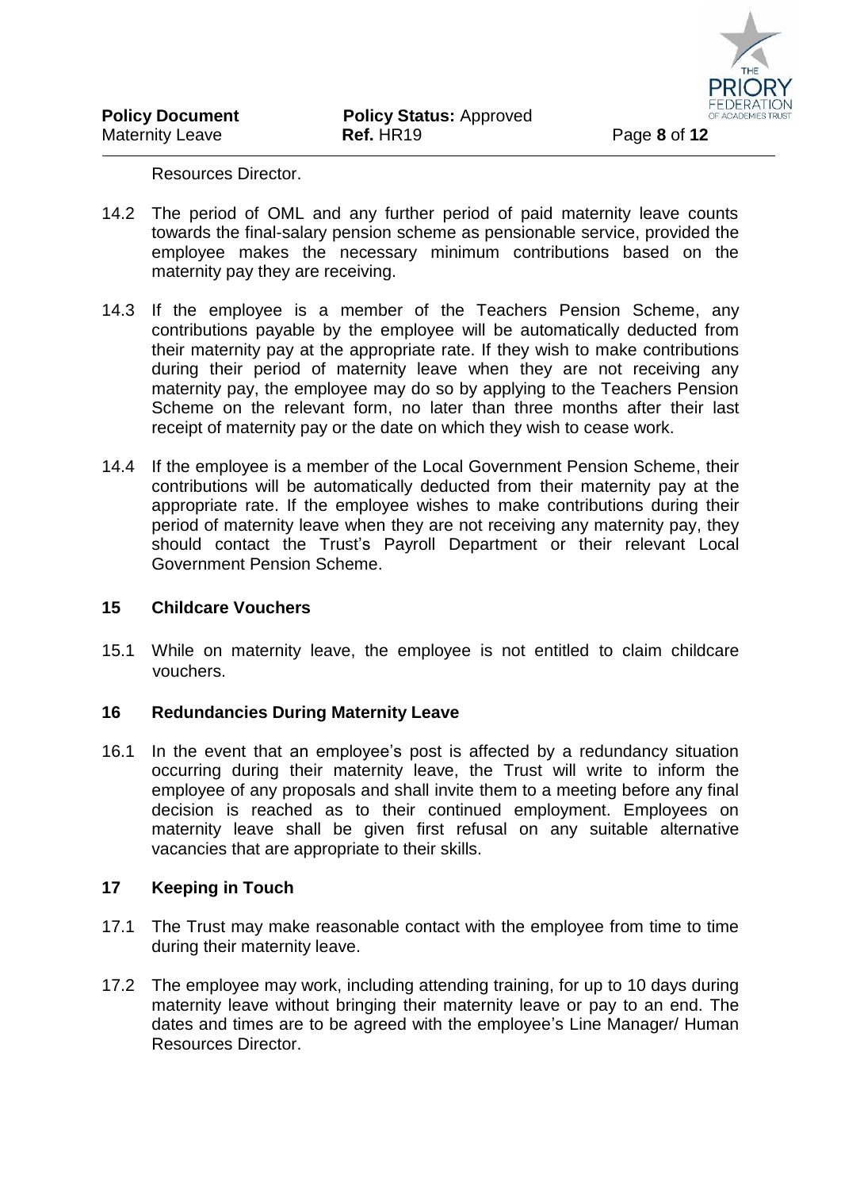Resources Director.

14.2 The period of OML and any further period of paid maternity leave counts towards the final-salary pension scheme as pensionable service, provided the employee makes the necessary minimum contributions based on the maternity pay they are receiving.

14.3 If the employee is a member of the Teachers Pension Scheme, any contributions payable by the employee will be automatically deducted from their maternity pay at the appropriate rate. If they wish to make contributions during their period of maternity leave when they are not receiving any maternity pay, the employee may do so by applying to the Teachers Pension Scheme on the relevant form, no later than three months after their last receipt of maternity pay or the date on which they wish to cease work.

14.4 If the employee is a member of the Local Government Pension Scheme, their contributions will be automatically deducted from their maternity pay at the appropriate rate. If the employee wishes to make contributions during their period of maternity leave when they are not receiving any maternity pay, they should contact the Trust's Payroll Department or their relevant Local Government Pension Scheme.

## 15 Childcare Vouchers

15.1 While on maternity leave, the employee is not entitled to claim childcare vouchers.

## 16 Redundancies During Maternity Leave

16.1 In the event that an employee's post is affected by a redundancy situation occurring during their maternity leave, the Trust will write to inform the employee of any proposals and shall invite them to a meeting before any final decision is reached as to their continued employment. Employees on maternity leave shall be given first refusal on any suitable alternative vacancies that are appropriate to their skills.

## 17 Keeping in Touch

17.1 The Trust may make reasonable contact with the employee from time to time during their maternity leave.

17.2 The employee may work, including attending training, for up to 10 days during maternity leave without bringing their maternity leave or pay to an end. The dates and times are to be agreed with the employee's Line Manager/ Human Resources Director.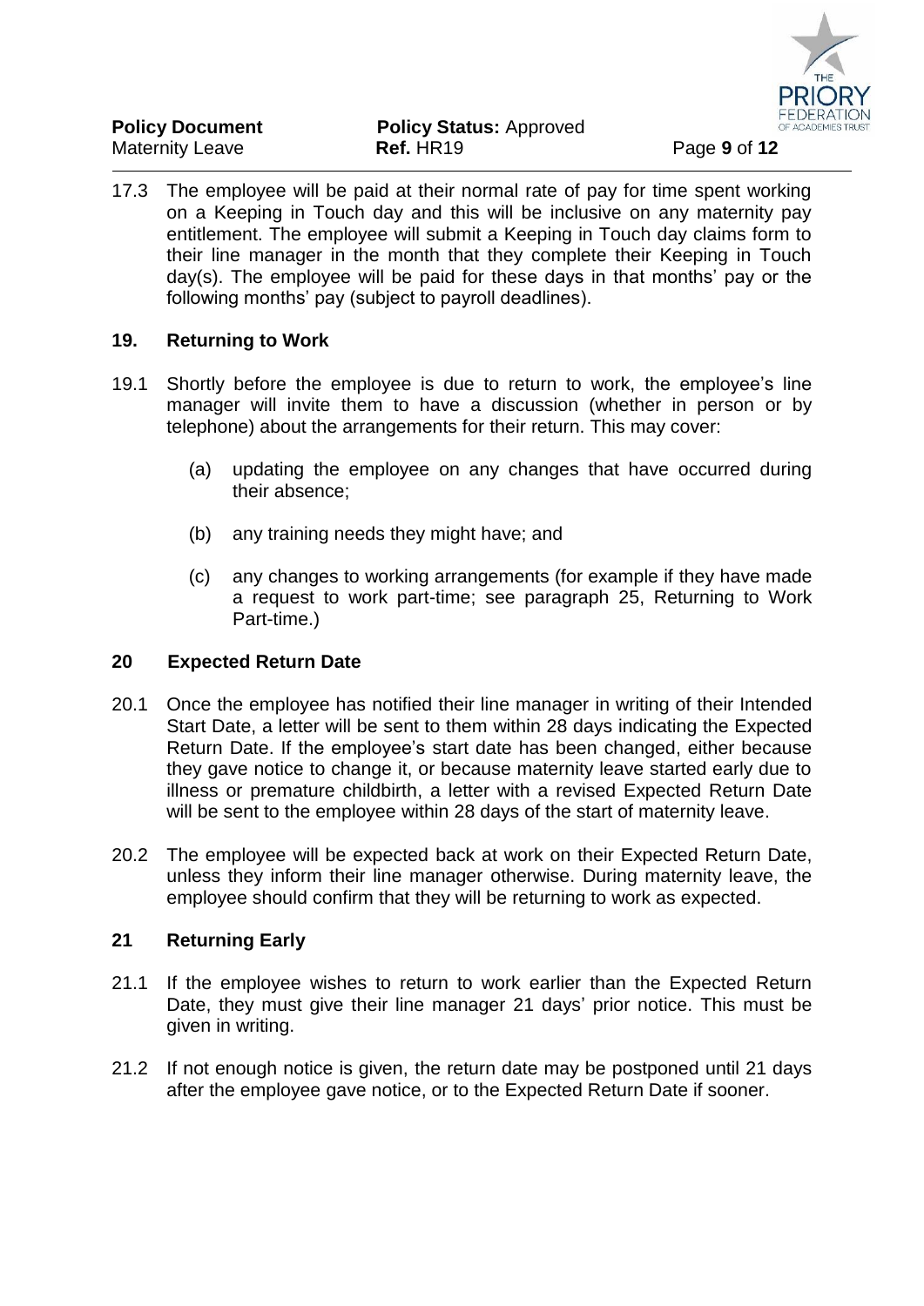17.3 The employee will be paid at their normal rate of pay for time spent working on a Keeping in Touch day and this will be inclusive on any maternity pay entitlement. The employee will submit a Keeping in Touch day claims form to their line manager in the month that they complete their Keeping in Touch day(s). The employee will be paid for these days in that months' pay or the following months' pay (subject to payroll deadlines).

## 19. Returning to Work

19.1 Shortly before the employee is due to return to work, the employee's line manager will invite them to have a discussion (whether in person or by telephone) about the arrangements for their return. This may cover:

(a) updating the employee on any changes that have occurred during their absence;

(b) any training needs they might have; and

(c) any changes to working arrangements (for example if they have made a request to work part-time; see paragraph 25, Returning to Work Part-time.)

## 20 Expected Return Date

20.1 Once the employee has notified their line manager in writing of their Intended Start Date, a letter will be sent to them within 28 days indicating the Expected Return Date. If the employee's start date has been changed, either because they gave notice to change it, or because maternity leave started early due to illness or premature childbirth, a letter with a revised Expected Return Date will be sent to the employee within 28 days of the start of maternity leave.

20.2 The employee will be expected back at work on their Expected Return Date, unless they inform their line manager otherwise. During maternity leave, the employee should confirm that they will be returning to work as expected.

## 21 Returning Early

21.1 If the employee wishes to return to work earlier than the Expected Return Date, they must give their line manager 21 days' prior notice. This must be given in writing.

21.2 If not enough notice is given, the return date may be postponed until 21 days after the employee gave notice, or to the Expected Return Date if sooner.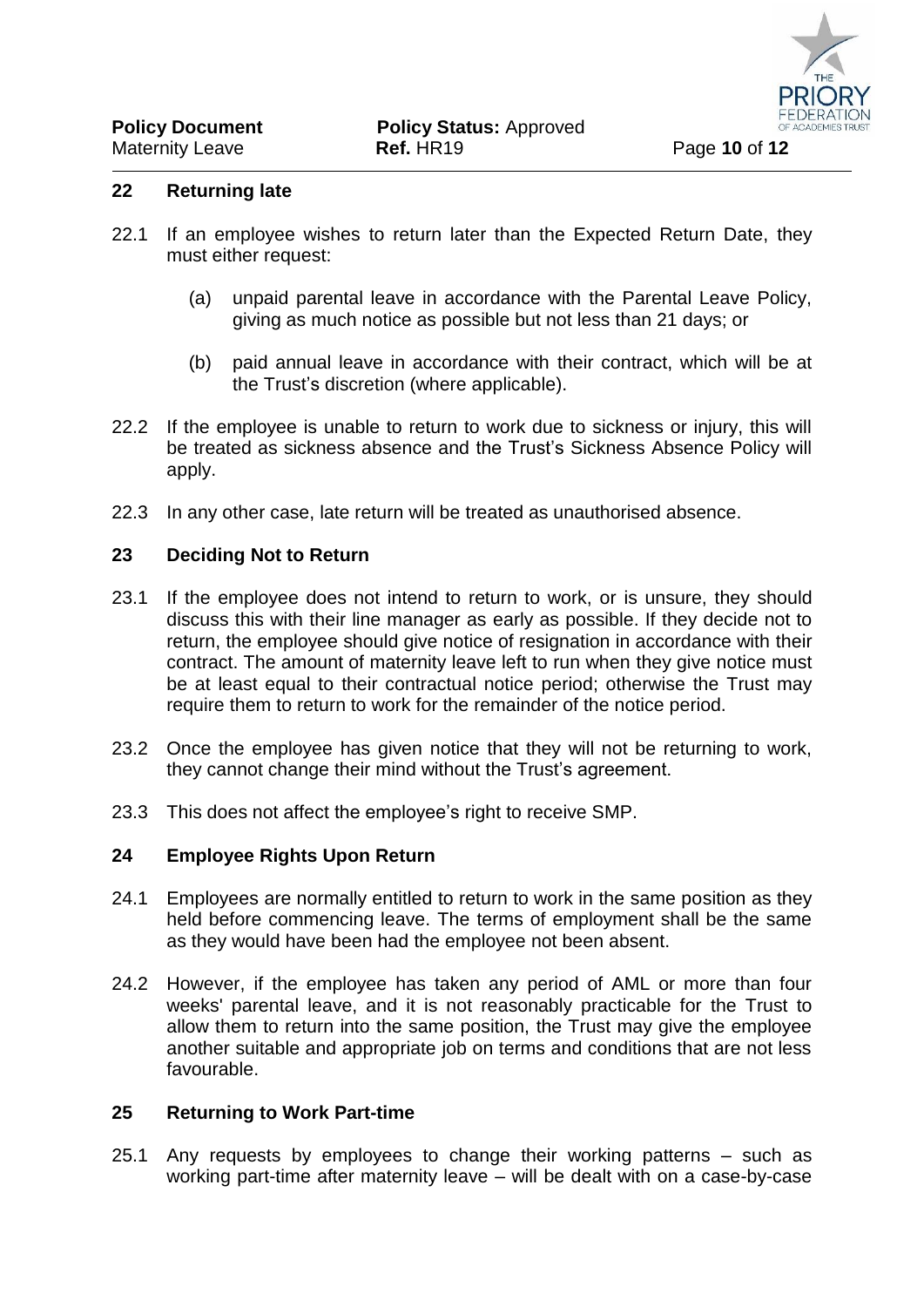## 22 Returning late

22.1 If an employee wishes to return later than the Expected Return Date, they must either request:

(a) unpaid parental leave in accordance with the Parental Leave Policy, giving as much notice as possible but not less than 21 days; or

(b) paid annual leave in accordance with their contract, which will be at the Trust's discretion (where applicable).

22.2 If the employee is unable to return to work due to sickness or injury, this will be treated as sickness absence and the Trust's Sickness Absence Policy will apply.

22.3 In any other case, late return will be treated as unauthorised absence.

## 23 Deciding Not to Return

23.1 If the employee does not intend to return to work, or is unsure, they should discuss this with their line manager as early as possible. If they decide not to return, the employee should give notice of resignation in accordance with their contract. The amount of maternity leave left to run when they give notice must be at least equal to their contractual notice period; otherwise the Trust may require them to return to work for the remainder of the notice period.

23.2 Once the employee has given notice that they will not be returning to work, they cannot change their mind without the Trust's agreement.

23.3 This does not affect the employee's right to receive SMP.

## 24 Employee Rights Upon Return

24.1 Employees are normally entitled to return to work in the same position as they held before commencing leave. The terms of employment shall be the same as they would have been had the employee not been absent.

24.2 However, if the employee has taken any period of AML or more than four weeks' parental leave, and it is not reasonably practicable for the Trust to allow them to return into the same position, the Trust may give the employee another suitable and appropriate job on terms and conditions that are not less favourable.

## 25 Returning to Work Part-time

25.1 Any requests by employees to change their working patterns – such as working part-time after maternity leave – will be dealt with on a case-by-case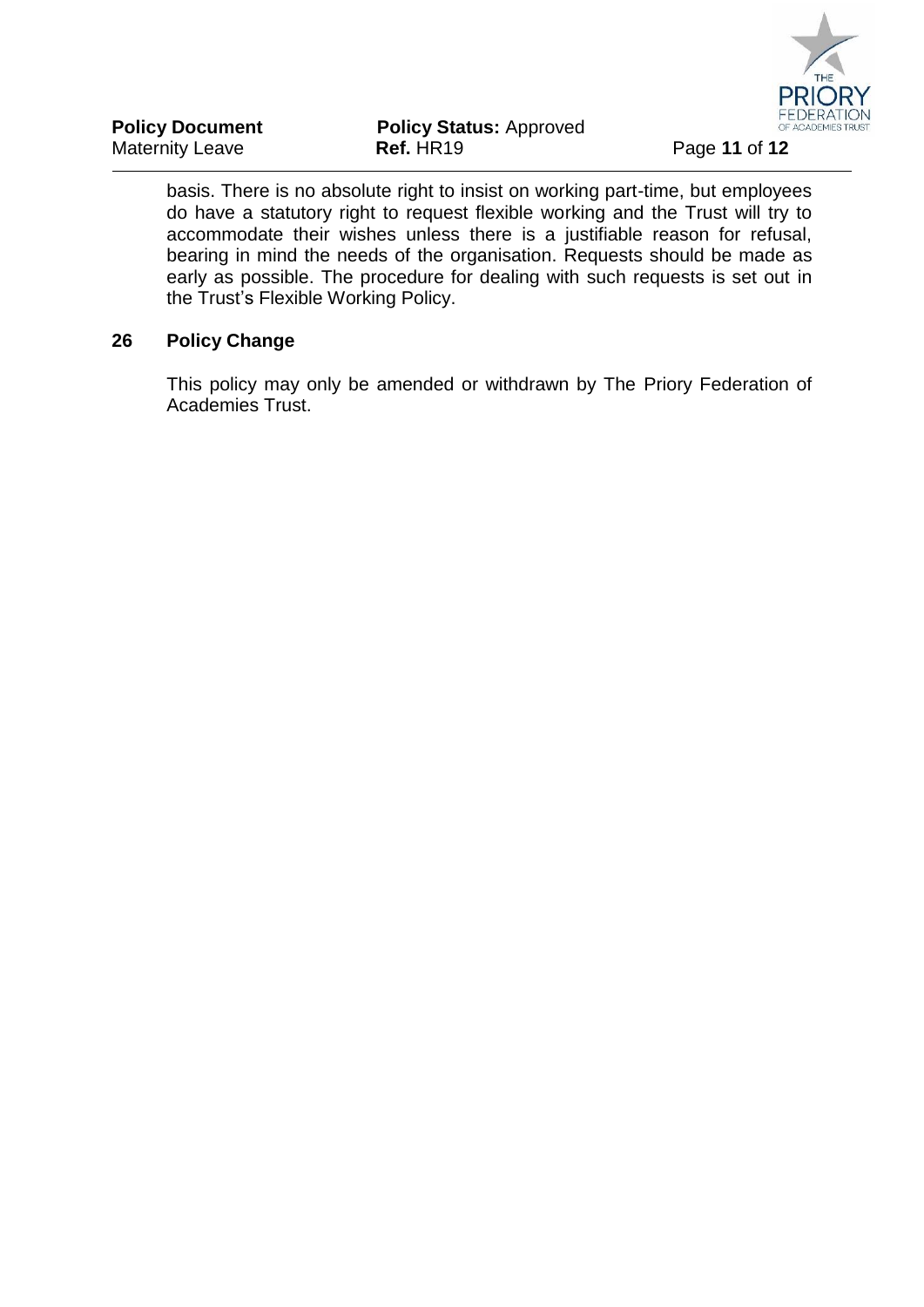basis. There is no absolute right to insist on working part-time, but employees do have a statutory right to request flexible working and the Trust will try to accommodate their wishes unless there is a justifiable reason for refusal, bearing in mind the needs of the organisation. Requests should be made as early as possible. The procedure for dealing with such requests is set out in the Trust's Flexible Working Policy.

## 26 Policy Change

This policy may only be amended or withdrawn by The Priory Federation of Academies Trust.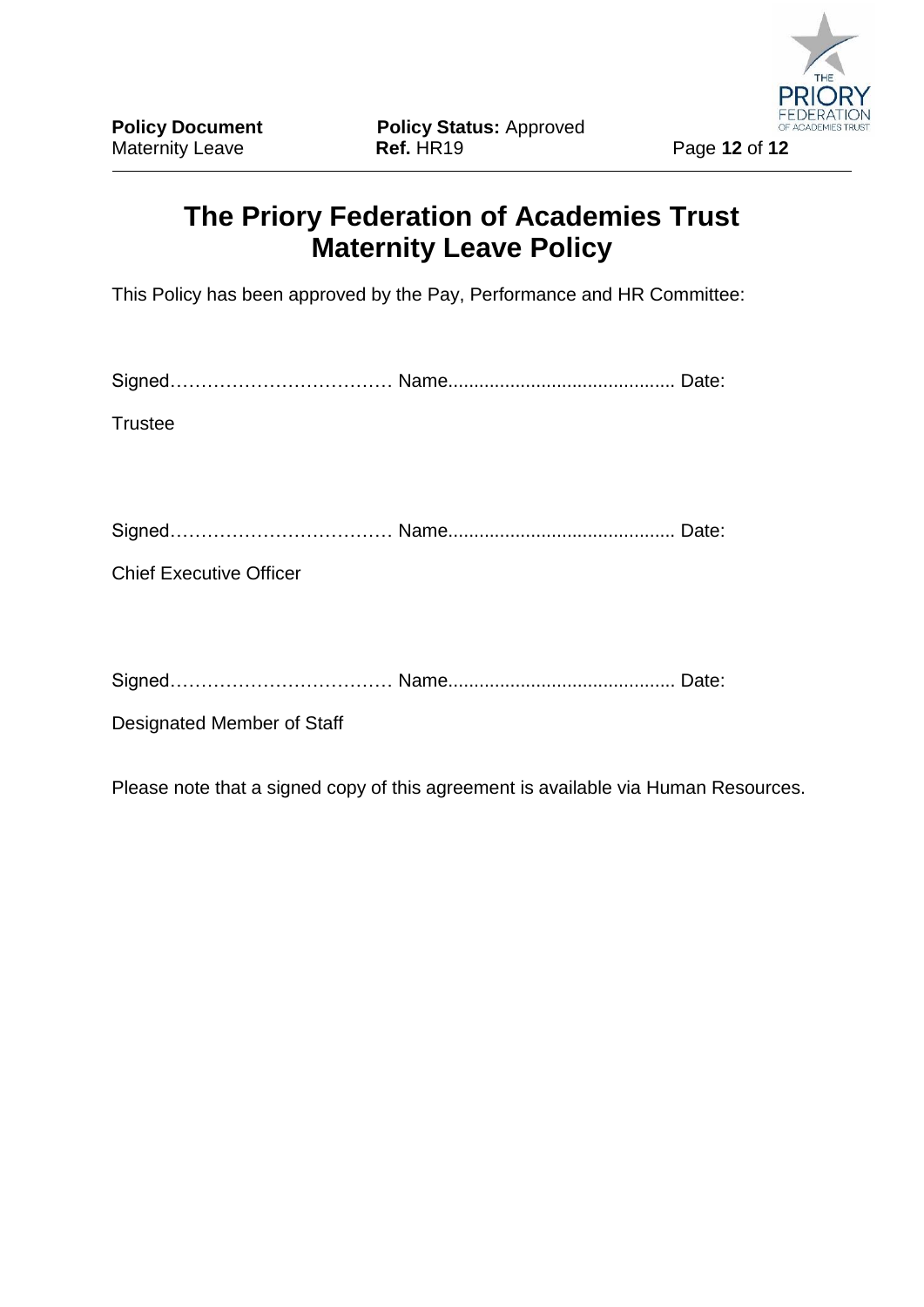# The Priory Federation of Academies Trust Maternity Leave Policy

This Policy has been approved by the Pay, Performance and HR Committee:

Signed……………………………… Name............................................ Date:

Trustee

Signed……………………………… Name............................................ Date:

Chief Executive Officer

Signed……………………………… Name............................................ Date:

Designated Member of Staff

Please note that a signed copy of this agreement is available via Human Resources.